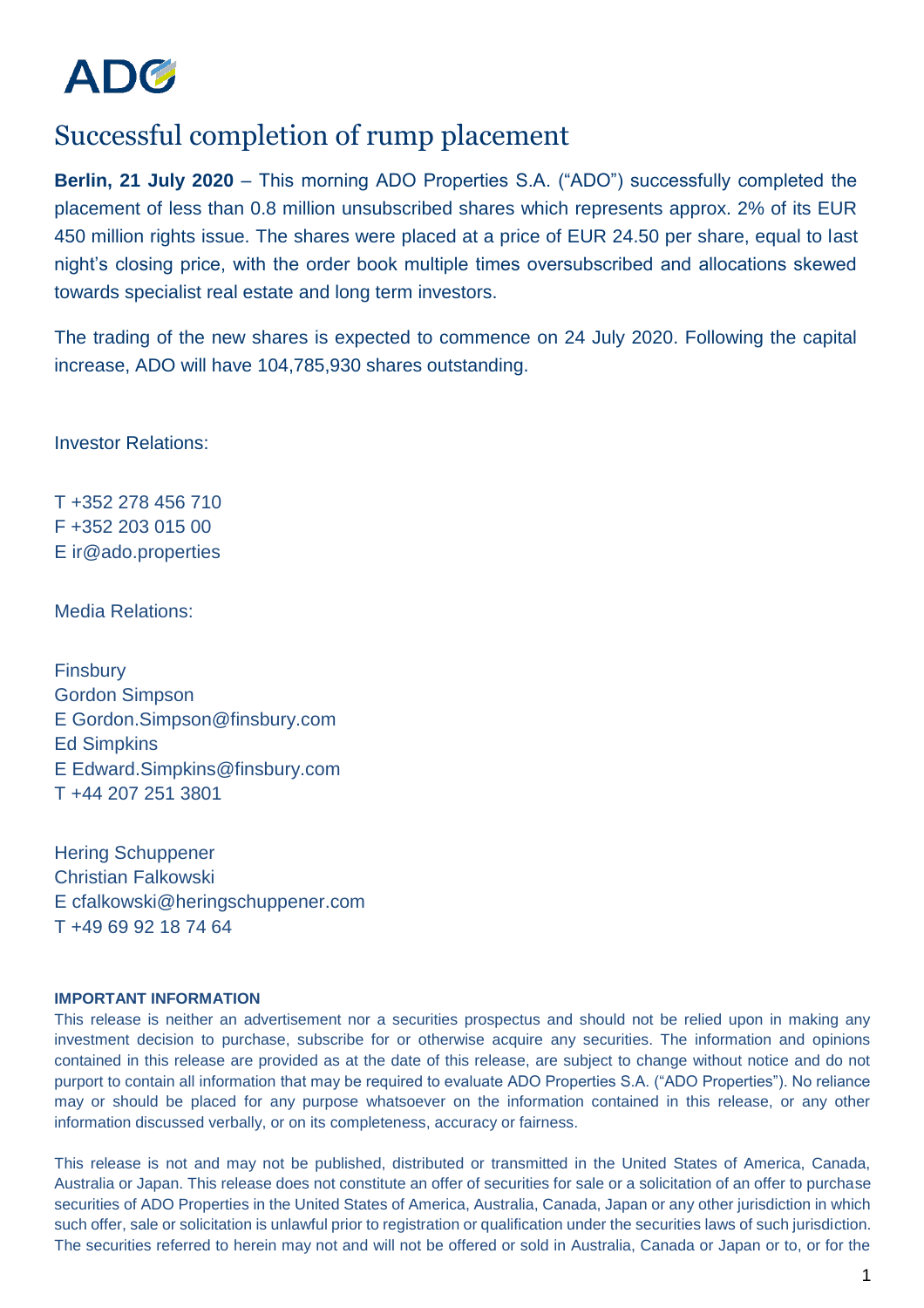ADO

# Successful completion of rump placement

**Berlin, 21 July 2020** – This morning ADO Properties S.A. ("ADO") successfully completed the placement of less than 0.8 million unsubscribed shares which represents approx. 2% of its EUR 450 million rights issue. The shares were placed at a price of EUR 24.50 per share, equal to last night's closing price, with the order book multiple times oversubscribed and allocations skewed towards specialist real estate and long term investors.

The trading of the new shares is expected to commence on 24 July 2020. Following the capital increase, ADO will have 104,785,930 shares outstanding.

Investor Relations:

T +352 278 456 710
F +352 203 015 00
E ir@ado.properties

Media Relations:

Finsbury
Gordon Simpson
E Gordon.Simpson@finsbury.com
Ed Simpkins
E Edward.Simpkins@finsbury.com
T +44 207 251 3801

Hering Schuppener
Christian Falkowski
E cfalkowski@heringschuppener.com
T +49 69 92 18 74 64

**IMPORTANT INFORMATION**

This release is neither an advertisement nor a securities prospectus and should not be relied upon in making any investment decision to purchase, subscribe for or otherwise acquire any securities. The information and opinions contained in this release are provided as at the date of this release, are subject to change without notice and do not purport to contain all information that may be required to evaluate ADO Properties S.A. ("ADO Properties"). No reliance may or should be placed for any purpose whatsoever on the information contained in this release, or any other information discussed verbally, or on its completeness, accuracy or fairness.

This release is not and may not be published, distributed or transmitted in the United States of America, Canada, Australia or Japan. This release does not constitute an offer of securities for sale or a solicitation of an offer to purchase securities of ADO Properties in the United States of America, Australia, Canada, Japan or any other jurisdiction in which such offer, sale or solicitation is unlawful prior to registration or qualification under the securities laws of such jurisdiction. The securities referred to herein may not and will not be offered or sold in Australia, Canada or Japan or to, or for the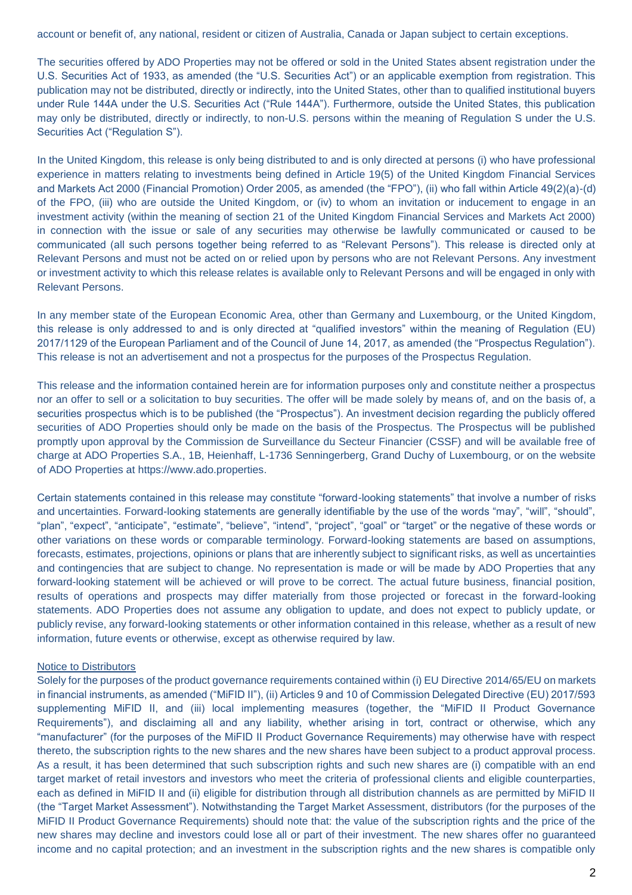account or benefit of, any national, resident or citizen of Australia, Canada or Japan subject to certain exceptions.

The securities offered by ADO Properties may not be offered or sold in the United States absent registration under the U.S. Securities Act of 1933, as amended (the "U.S. Securities Act") or an applicable exemption from registration. This publication may not be distributed, directly or indirectly, into the United States, other than to qualified institutional buyers under Rule 144A under the U.S. Securities Act ("Rule 144A"). Furthermore, outside the United States, this publication may only be distributed, directly or indirectly, to non-U.S. persons within the meaning of Regulation S under the U.S. Securities Act ("Regulation S").

In the United Kingdom, this release is only being distributed to and is only directed at persons (i) who have professional experience in matters relating to investments being defined in Article 19(5) of the United Kingdom Financial Services and Markets Act 2000 (Financial Promotion) Order 2005, as amended (the "FPO"), (ii) who fall within Article 49(2)(a)-(d) of the FPO, (iii) who are outside the United Kingdom, or (iv) to whom an invitation or inducement to engage in an investment activity (within the meaning of section 21 of the United Kingdom Financial Services and Markets Act 2000) in connection with the issue or sale of any securities may otherwise be lawfully communicated or caused to be communicated (all such persons together being referred to as "Relevant Persons"). This release is directed only at Relevant Persons and must not be acted on or relied upon by persons who are not Relevant Persons. Any investment or investment activity to which this release relates is available only to Relevant Persons and will be engaged in only with Relevant Persons.

In any member state of the European Economic Area, other than Germany and Luxembourg, or the United Kingdom, this release is only addressed to and is only directed at "qualified investors" within the meaning of Regulation (EU) 2017/1129 of the European Parliament and of the Council of June 14, 2017, as amended (the "Prospectus Regulation"). This release is not an advertisement and not a prospectus for the purposes of the Prospectus Regulation.

This release and the information contained herein are for information purposes only and constitute neither a prospectus nor an offer to sell or a solicitation to buy securities. The offer will be made solely by means of, and on the basis of, a securities prospectus which is to be published (the "Prospectus"). An investment decision regarding the publicly offered securities of ADO Properties should only be made on the basis of the Prospectus. The Prospectus will be published promptly upon approval by the Commission de Surveillance du Secteur Financier (CSSF) and will be available free of charge at ADO Properties S.A., 1B, Heienhaff, L-1736 Senningerberg, Grand Duchy of Luxembourg, or on the website of ADO Properties at https://www.ado.properties.

Certain statements contained in this release may constitute "forward-looking statements" that involve a number of risks and uncertainties. Forward-looking statements are generally identifiable by the use of the words "may", "will", "should", "plan", "expect", "anticipate", "estimate", "believe", "intend", "project", "goal" or "target" or the negative of these words or other variations on these words or comparable terminology. Forward-looking statements are based on assumptions, forecasts, estimates, projections, opinions or plans that are inherently subject to significant risks, as well as uncertainties and contingencies that are subject to change. No representation is made or will be made by ADO Properties that any forward-looking statement will be achieved or will prove to be correct. The actual future business, financial position, results of operations and prospects may differ materially from those projected or forecast in the forward-looking statements. ADO Properties does not assume any obligation to update, and does not expect to publicly update, or publicly revise, any forward-looking statements or other information contained in this release, whether as a result of new information, future events or otherwise, except as otherwise required by law.

Notice to Distributors

Solely for the purposes of the product governance requirements contained within (i) EU Directive 2014/65/EU on markets in financial instruments, as amended ("MiFID II"), (ii) Articles 9 and 10 of Commission Delegated Directive (EU) 2017/593 supplementing MiFID II, and (iii) local implementing measures (together, the "MiFID II Product Governance Requirements"), and disclaiming all and any liability, whether arising in tort, contract or otherwise, which any "manufacturer" (for the purposes of the MiFID II Product Governance Requirements) may otherwise have with respect thereto, the subscription rights to the new shares and the new shares have been subject to a product approval process. As a result, it has been determined that such subscription rights and such new shares are (i) compatible with an end target market of retail investors and investors who meet the criteria of professional clients and eligible counterparties, each as defined in MiFID II and (ii) eligible for distribution through all distribution channels as are permitted by MiFID II (the "Target Market Assessment"). Notwithstanding the Target Market Assessment, distributors (for the purposes of the MiFID II Product Governance Requirements) should note that: the value of the subscription rights and the price of the new shares may decline and investors could lose all or part of their investment. The new shares offer no guaranteed income and no capital protection; and an investment in the subscription rights and the new shares is compatible only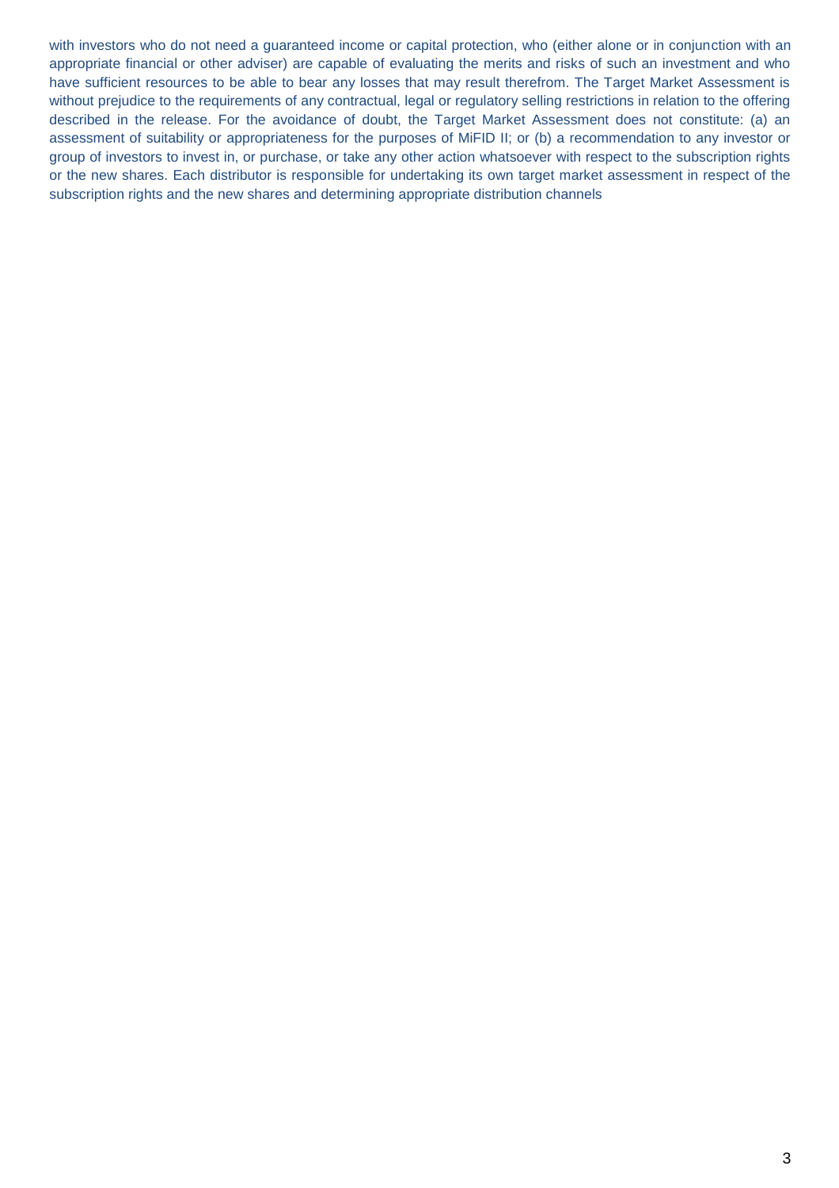with investors who do not need a guaranteed income or capital protection, who (either alone or in conjunction with an appropriate financial or other adviser) are capable of evaluating the merits and risks of such an investment and who have sufficient resources to be able to bear any losses that may result therefrom. The Target Market Assessment is without prejudice to the requirements of any contractual, legal or regulatory selling restrictions in relation to the offering described in the release. For the avoidance of doubt, the Target Market Assessment does not constitute: (a) an assessment of suitability or appropriateness for the purposes of MiFID II; or (b) a recommendation to any investor or group of investors to invest in, or purchase, or take any other action whatsoever with respect to the subscription rights or the new shares. Each distributor is responsible for undertaking its own target market assessment in respect of the subscription rights and the new shares and determining appropriate distribution channels